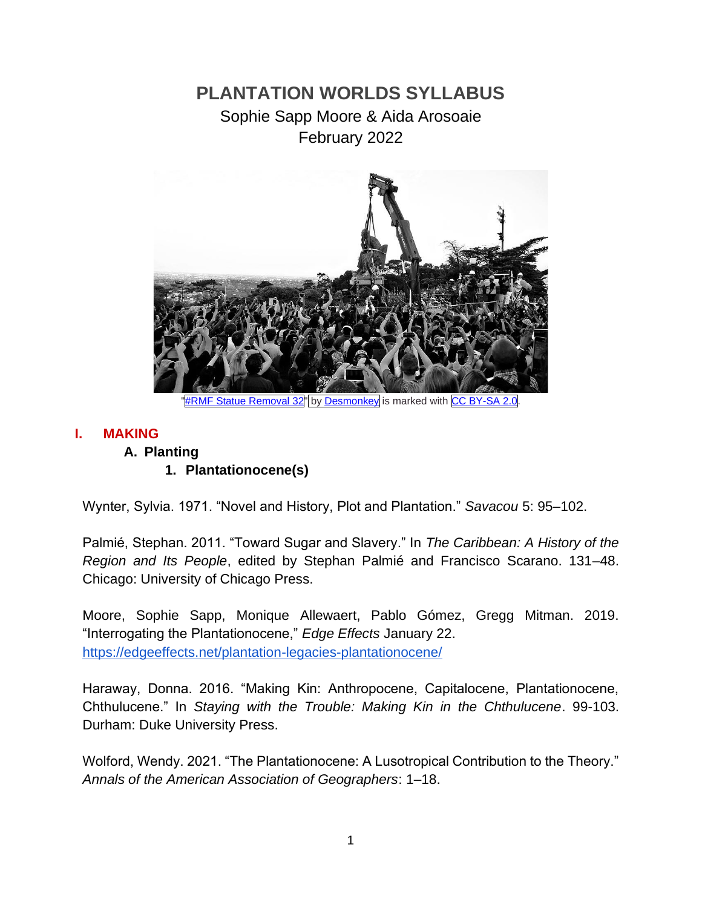# PLANTATION WORLDS SYLLABUS

Sophie Sapp Moore & Aida Arosoaie
February 2022

"#RMF Statue Removal 32" by Desmonkey is marked with CC BY-SA 2.0.

## I. MAKING

### A. Planting

#### 1. Plantationocene(s)

Wynter, Sylvia. 1971. "Novel and History, Plot and Plantation." *Savacou* 5: 95–102.

Palmié, Stephan. 2011. "Toward Sugar and Slavery." In *The Caribbean: A History of the Region and Its People*, edited by Stephan Palmié and Francisco Scarano. 131–48. Chicago: University of Chicago Press.

Moore, Sophie Sapp, Monique Allewaert, Pablo Gómez, Gregg Mitman. 2019. "Interrogating the Plantationocene," *Edge Effects* January 22. https://edgeeffects.net/plantation-legacies-plantationocene/

Haraway, Donna. 2016. "Making Kin: Anthropocene, Capitalocene, Plantationocene, Chthulucene." In *Staying with the Trouble: Making Kin in the Chthulucene*. 99-103. Durham: Duke University Press.

Wolford, Wendy. 2021. "The Plantationocene: A Lusotropical Contribution to the Theory." *Annals of the American Association of Geographers*: 1–18.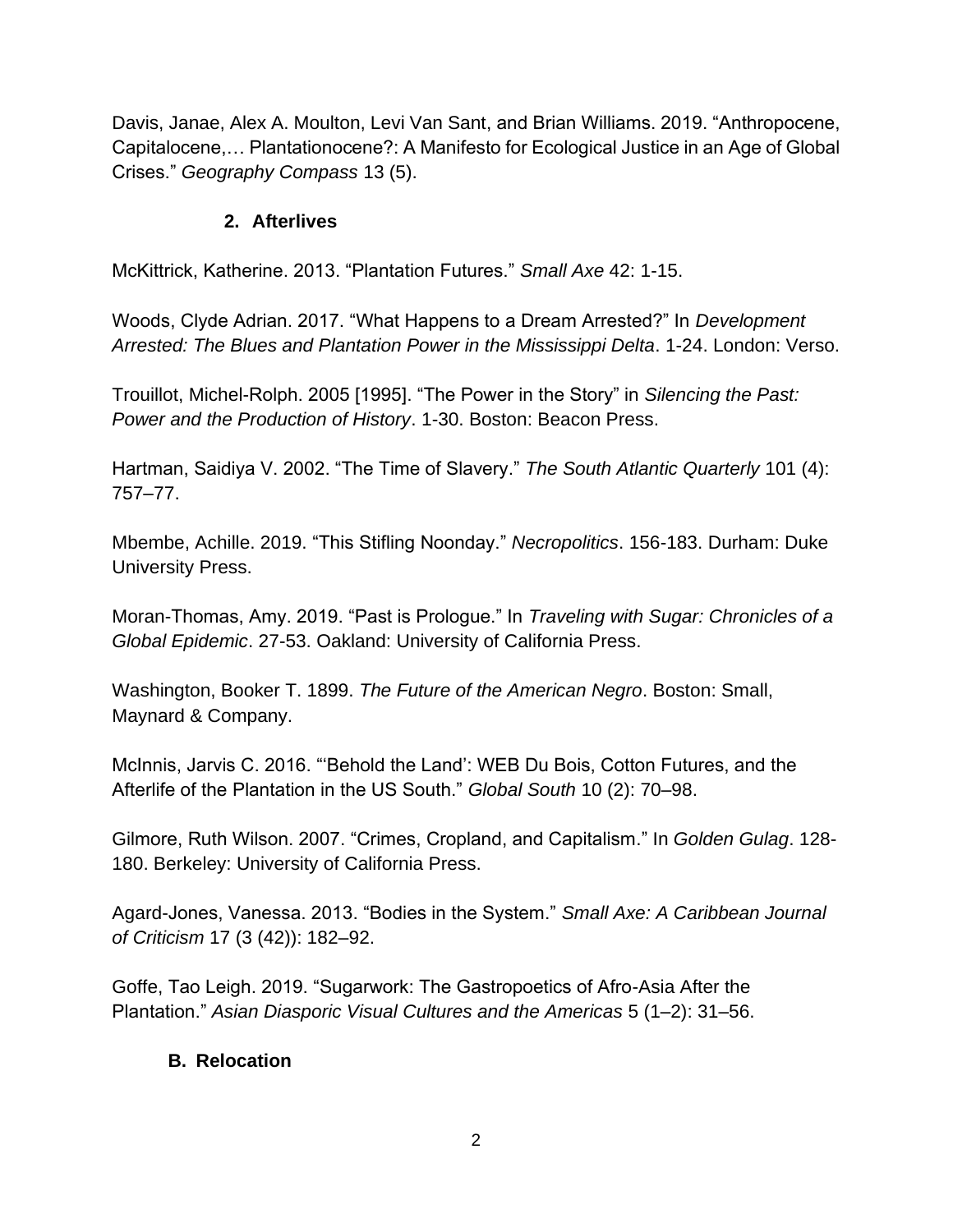Davis, Janae, Alex A. Moulton, Levi Van Sant, and Brian Williams. 2019. "Anthropocene, Capitalocene,… Plantationocene?: A Manifesto for Ecological Justice in an Age of Global Crises." *Geography Compass* 13 (5).

### 2. Afterlives

McKittrick, Katherine. 2013. "Plantation Futures." *Small Axe* 42: 1-15.

Woods, Clyde Adrian. 2017. "What Happens to a Dream Arrested?" In *Development Arrested: The Blues and Plantation Power in the Mississippi Delta*. 1-24. London: Verso.

Trouillot, Michel-Rolph. 2005 [1995]. "The Power in the Story" in *Silencing the Past: Power and the Production of History*. 1-30. Boston: Beacon Press.

Hartman, Saidiya V. 2002. "The Time of Slavery." *The South Atlantic Quarterly* 101 (4): 757–77.

Mbembe, Achille. 2019. "This Stifling Noonday." *Necropolitics*. 156-183. Durham: Duke University Press.

Moran-Thomas, Amy. 2019. "Past is Prologue." In *Traveling with Sugar: Chronicles of a Global Epidemic*. 27-53. Oakland: University of California Press.

Washington, Booker T. 1899. *The Future of the American Negro*. Boston: Small, Maynard & Company.

McInnis, Jarvis C. 2016. "'Behold the Land': WEB Du Bois, Cotton Futures, and the Afterlife of the Plantation in the US South." *Global South* 10 (2): 70–98.

Gilmore, Ruth Wilson. 2007. "Crimes, Cropland, and Capitalism." In *Golden Gulag*. 128-180. Berkeley: University of California Press.

Agard-Jones, Vanessa. 2013. "Bodies in the System." *Small Axe: A Caribbean Journal of Criticism* 17 (3 (42)): 182–92.

Goffe, Tao Leigh. 2019. "Sugarwork: The Gastropoetics of Afro-Asia After the Plantation." *Asian Diasporic Visual Cultures and the Americas* 5 (1–2): 31–56.

## B. Relocation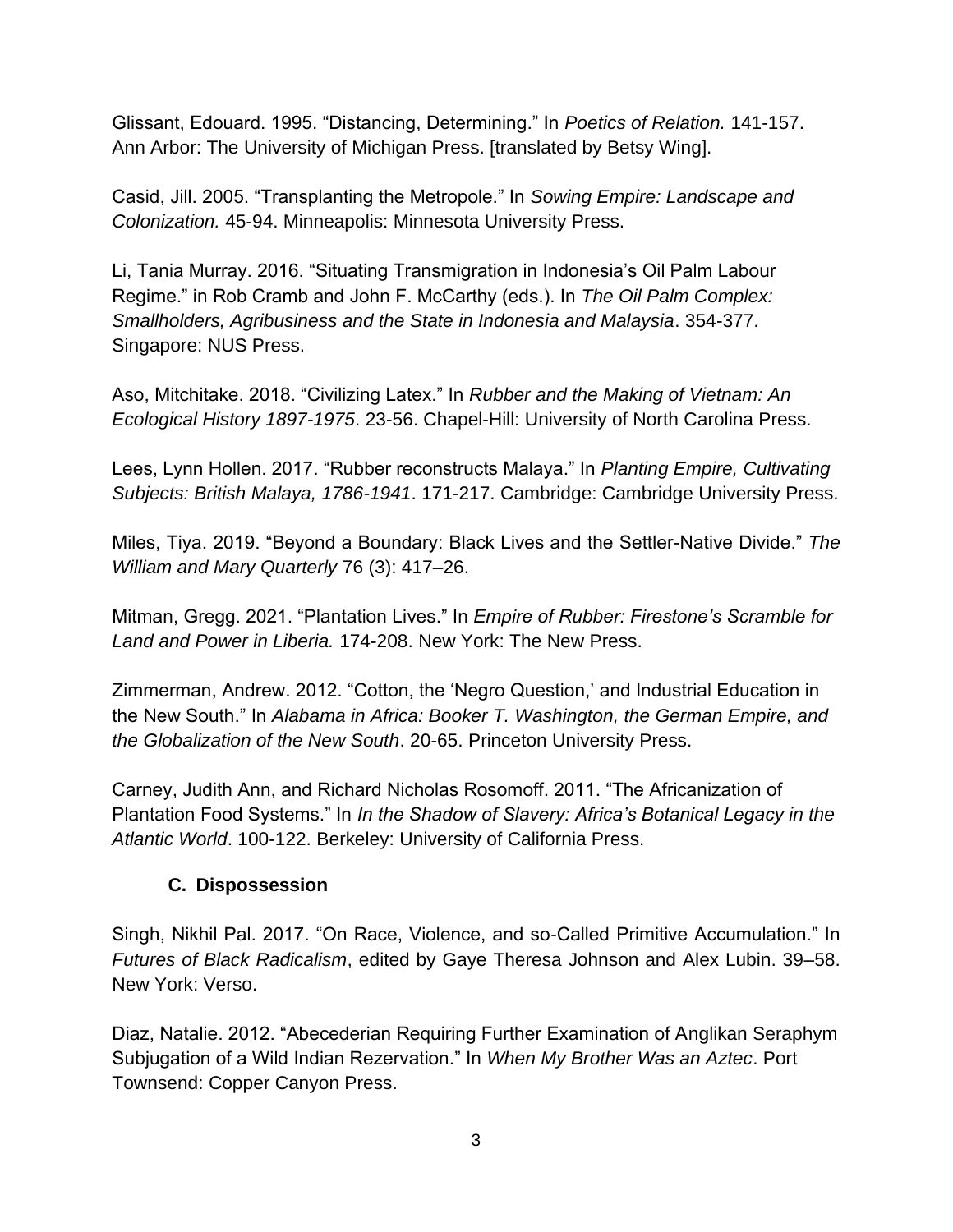Glissant, Edouard. 1995. “Distancing, Determining.” In *Poetics of Relation.* 141-157. Ann Arbor: The University of Michigan Press. [translated by Betsy Wing].

Casid, Jill. 2005. “Transplanting the Metropole.” In *Sowing Empire: Landscape and Colonization.* 45-94. Minneapolis: Minnesota University Press.

Li, Tania Murray. 2016. “Situating Transmigration in Indonesia’s Oil Palm Labour Regime.” in Rob Cramb and John F. McCarthy (eds.). In *The Oil Palm Complex: Smallholders, Agribusiness and the State in Indonesia and Malaysia*. 354-377. Singapore: NUS Press.

Aso, Mitchitake. 2018. “Civilizing Latex.” In *Rubber and the Making of Vietnam: An Ecological History 1897-1975*. 23-56. Chapel-Hill: University of North Carolina Press.

Lees, Lynn Hollen. 2017. “Rubber reconstructs Malaya.” In *Planting Empire, Cultivating Subjects: British Malaya, 1786-1941*. 171-217. Cambridge: Cambridge University Press.

Miles, Tiya. 2019. “Beyond a Boundary: Black Lives and the Settler-Native Divide.” *The William and Mary Quarterly* 76 (3): 417–26.

Mitman, Gregg. 2021. “Plantation Lives.” In *Empire of Rubber: Firestone’s Scramble for Land and Power in Liberia.* 174-208. New York: The New Press.

Zimmerman, Andrew. 2012. “Cotton, the ‘Negro Question,’ and Industrial Education in the New South.” In *Alabama in Africa: Booker T. Washington, the German Empire, and the Globalization of the New South*. 20-65. Princeton University Press.

Carney, Judith Ann, and Richard Nicholas Rosomoff. 2011. “The Africanization of Plantation Food Systems.” In *In the Shadow of Slavery: Africa’s Botanical Legacy in the Atlantic World*. 100-122. Berkeley: University of California Press.

### C. Dispossession

Singh, Nikhil Pal. 2017. “On Race, Violence, and so-Called Primitive Accumulation.” In *Futures of Black Radicalism*, edited by Gaye Theresa Johnson and Alex Lubin. 39–58. New York: Verso.

Diaz, Natalie. 2012. “Abecederian Requiring Further Examination of Anglikan Seraphym Subjugation of a Wild Indian Rezervation.” In *When My Brother Was an Aztec*. Port Townsend: Copper Canyon Press.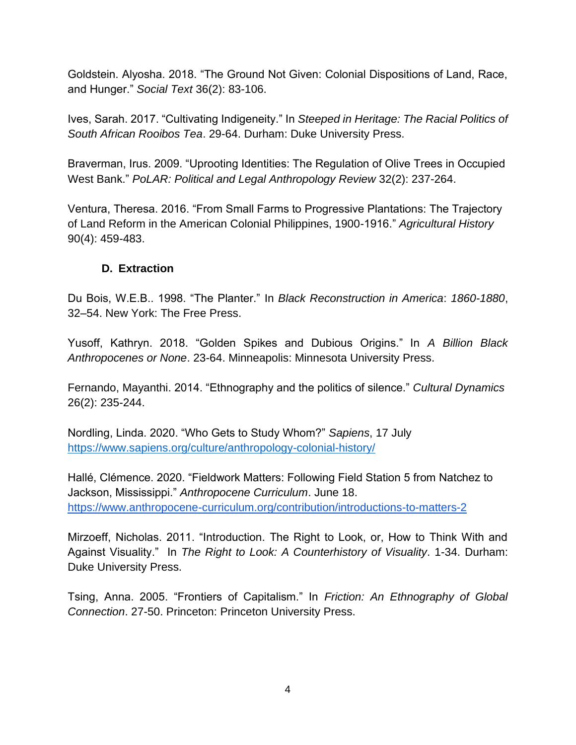Goldstein. Alyosha. 2018. "The Ground Not Given: Colonial Dispositions of Land, Race, and Hunger." *Social Text* 36(2): 83-106.

Ives, Sarah. 2017. "Cultivating Indigeneity." In *Steeped in Heritage: The Racial Politics of South African Rooibos Tea*. 29-64. Durham: Duke University Press.

Braverman, Irus. 2009. "Uprooting Identities: The Regulation of Olive Trees in Occupied West Bank." *PoLAR: Political and Legal Anthropology Review* 32(2): 237-264.

Ventura, Theresa. 2016. "From Small Farms to Progressive Plantations: The Trajectory of Land Reform in the American Colonial Philippines, 1900-1916." *Agricultural History* 90(4): 459-483.

### D. Extraction

Du Bois, W.E.B.. 1998. "The Planter." In *Black Reconstruction in America*: *1860-1880*, 32–54. New York: The Free Press.

Yusoff, Kathryn. 2018. "Golden Spikes and Dubious Origins." In *A Billion Black Anthropocenes or None*. 23-64. Minneapolis: Minnesota University Press.

Fernando, Mayanthi. 2014. "Ethnography and the politics of silence." *Cultural Dynamics* 26(2): 235-244.

Nordling, Linda. 2020. "Who Gets to Study Whom?" *Sapiens*, 17 July https://www.sapiens.org/culture/anthropology-colonial-history/

Hallé, Clémence. 2020. "Fieldwork Matters: Following Field Station 5 from Natchez to Jackson, Mississippi." *Anthropocene Curriculum*. June 18. https://www.anthropocene-curriculum.org/contribution/introductions-to-matters-2

Mirzoeff, Nicholas. 2011. "Introduction. The Right to Look, or, How to Think With and Against Visuality." In *The Right to Look: A Counterhistory of Visuality*. 1-34. Durham: Duke University Press.

Tsing, Anna. 2005. "Frontiers of Capitalism." In *Friction: An Ethnography of Global Connection*. 27-50. Princeton: Princeton University Press.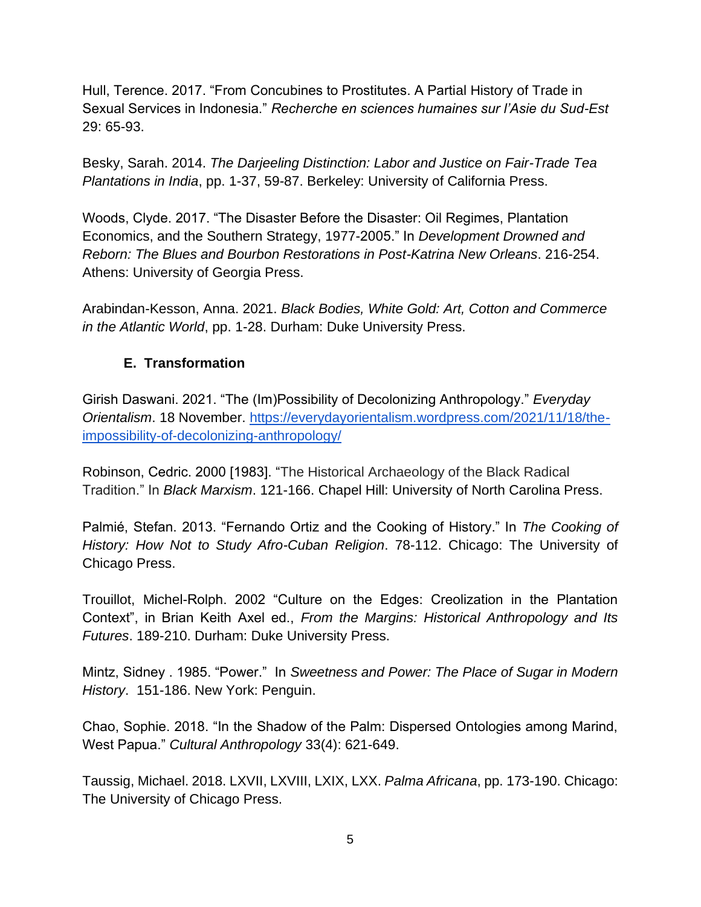Hull, Terence. 2017. "From Concubines to Prostitutes. A Partial History of Trade in Sexual Services in Indonesia." *Recherche en sciences humaines sur l'Asie du Sud-Est* 29: 65-93.

Besky, Sarah. 2014. *The Darjeeling Distinction: Labor and Justice on Fair-Trade Tea Plantations in India*, pp. 1-37, 59-87. Berkeley: University of California Press.

Woods, Clyde. 2017. "The Disaster Before the Disaster: Oil Regimes, Plantation Economics, and the Southern Strategy, 1977-2005." In *Development Drowned and Reborn: The Blues and Bourbon Restorations in Post-Katrina New Orleans*. 216-254. Athens: University of Georgia Press.

Arabindan-Kesson, Anna. 2021. *Black Bodies, White Gold: Art, Cotton and Commerce in the Atlantic World*, pp. 1-28. Durham: Duke University Press.

### E. Transformation

Girish Daswani. 2021. "The (Im)Possibility of Decolonizing Anthropology." *Everyday Orientalism*. 18 November. [https://everydayorientalism.wordpress.com/2021/11/18/the-impossibility-of-decolonizing-anthropology/](https://everydayorientalism.wordpress.com/2021/11/18/the-impossibility-of-decolonizing-anthropology/)

Robinson, Cedric. 2000 [1983]. "The Historical Archaeology of the Black Radical Tradition." In *Black Marxism*. 121-166. Chapel Hill: University of North Carolina Press.

Palmié, Stefan. 2013. "Fernando Ortiz and the Cooking of History." In *The Cooking of History: How Not to Study Afro-Cuban Religion*. 78-112. Chicago: The University of Chicago Press.

Trouillot, Michel-Rolph. 2002 "Culture on the Edges: Creolization in the Plantation Context", in Brian Keith Axel ed., *From the Margins: Historical Anthropology and Its Futures*. 189-210. Durham: Duke University Press.

Mintz, Sidney . 1985. "Power." In *Sweetness and Power: The Place of Sugar in Modern History*. 151-186. New York: Penguin.

Chao, Sophie. 2018. "In the Shadow of the Palm: Dispersed Ontologies among Marind, West Papua." *Cultural Anthropology* 33(4): 621-649.

Taussig, Michael. 2018. LXVII, LXVIII, LXIX, LXX. *Palma Africana*, pp. 173-190. Chicago: The University of Chicago Press.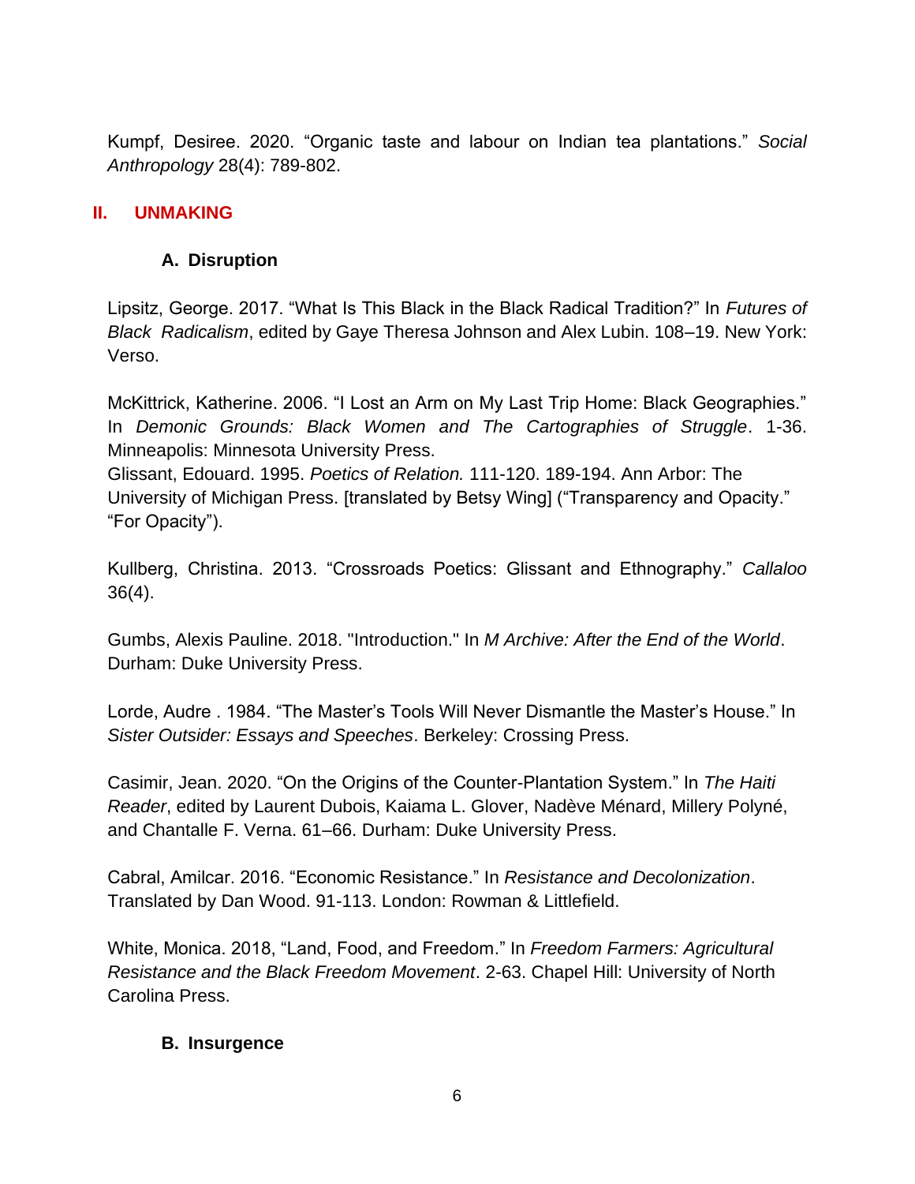Kumpf, Desiree. 2020. “Organic taste and labour on Indian tea plantations.” *Social Anthropology* 28(4): 789-802.

## II. UNMAKING

### A. Disruption

Lipsitz, George. 2017. “What Is This Black in the Black Radical Tradition?” In *Futures of Black Radicalism*, edited by Gaye Theresa Johnson and Alex Lubin. 108–19. New York: Verso.

McKittrick, Katherine. 2006. “I Lost an Arm on My Last Trip Home: Black Geographies.” In *Demonic Grounds: Black Women and The Cartographies of Struggle*. 1-36. Minneapolis: Minnesota University Press.
Glissant, Edouard. 1995. *Poetics of Relation.* 111-120. 189-194. Ann Arbor: The University of Michigan Press. [translated by Betsy Wing] (“Transparency and Opacity.” “For Opacity”).

Kullberg, Christina. 2013. “Crossroads Poetics: Glissant and Ethnography.” *Callaloo* 36(4).

Gumbs, Alexis Pauline. 2018. "Introduction." In *M Archive: After the End of the World*. Durham: Duke University Press.

Lorde, Audre . 1984. “The Master’s Tools Will Never Dismantle the Master’s House.” In *Sister Outsider: Essays and Speeches*. Berkeley: Crossing Press.

Casimir, Jean. 2020. “On the Origins of the Counter-Plantation System.” In *The Haiti Reader*, edited by Laurent Dubois, Kaiama L. Glover, Nadève Ménard, Millery Polyné, and Chantalle F. Verna. 61–66. Durham: Duke University Press.

Cabral, Amilcar. 2016. “Economic Resistance.” In *Resistance and Decolonization*. Translated by Dan Wood. 91-113. London: Rowman & Littlefield.

White, Monica. 2018, “Land, Food, and Freedom.” In *Freedom Farmers: Agricultural Resistance and the Black Freedom Movement*. 2-63. Chapel Hill: University of North Carolina Press.

### B. Insurgence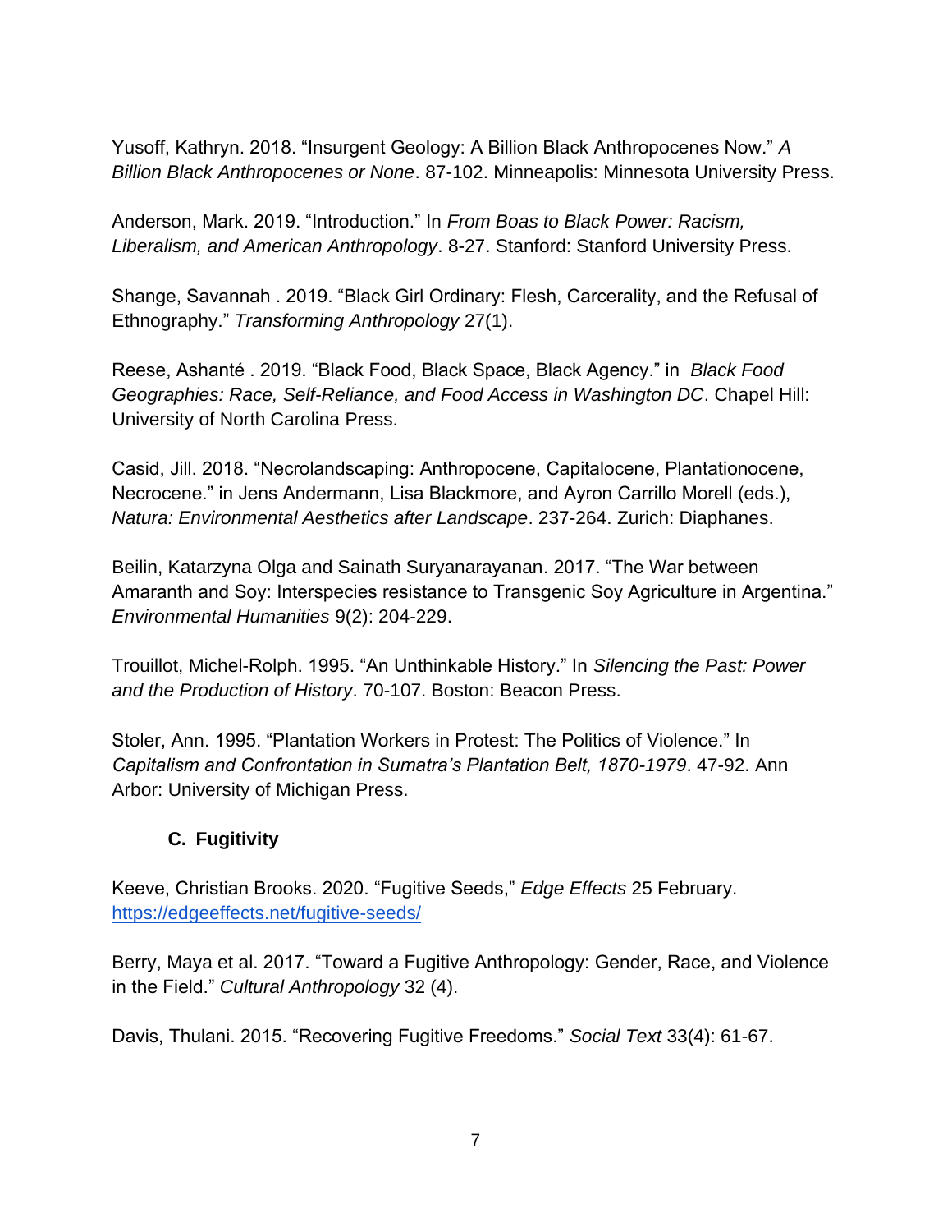Yusoff, Kathryn. 2018. “Insurgent Geology: A Billion Black Anthropocenes Now.” *A Billion Black Anthropocenes or None*. 87-102. Minneapolis: Minnesota University Press.

Anderson, Mark. 2019. “Introduction.” In *From Boas to Black Power: Racism, Liberalism, and American Anthropology*. 8-27. Stanford: Stanford University Press.

Shange, Savannah . 2019. “Black Girl Ordinary: Flesh, Carcerality, and the Refusal of Ethnography.” *Transforming Anthropology* 27(1).

Reese, Ashanté . 2019. “Black Food, Black Space, Black Agency.” in *Black Food Geographies: Race, Self-Reliance, and Food Access in Washington DC*. Chapel Hill: University of North Carolina Press.

Casid, Jill. 2018. “Necrolandscaping: Anthropocene, Capitalocene, Plantationocene, Necrocene.” in Jens Andermann, Lisa Blackmore, and Ayron Carrillo Morell (eds.), *Natura: Environmental Aesthetics after Landscape*. 237-264. Zurich: Diaphanes.

Beilin, Katarzyna Olga and Sainath Suryanarayanan. 2017. “The War between Amaranth and Soy: Interspecies resistance to Transgenic Soy Agriculture in Argentina.” *Environmental Humanities* 9(2): 204-229.

Trouillot, Michel-Rolph. 1995. “An Unthinkable History.” In *Silencing the Past: Power and the Production of History*. 70-107. Boston: Beacon Press.

Stoler, Ann. 1995. “Plantation Workers in Protest: The Politics of Violence.” In *Capitalism and Confrontation in Sumatra’s Plantation Belt, 1870-1979*. 47-92. Ann Arbor: University of Michigan Press.

### C. Fugitivity

Keeve, Christian Brooks. 2020. “Fugitive Seeds,” *Edge Effects* 25 February. https://edgeeffects.net/fugitive-seeds/

Berry, Maya et al. 2017. “Toward a Fugitive Anthropology: Gender, Race, and Violence in the Field.” *Cultural Anthropology* 32 (4).

Davis, Thulani. 2015. “Recovering Fugitive Freedoms.” *Social Text* 33(4): 61-67.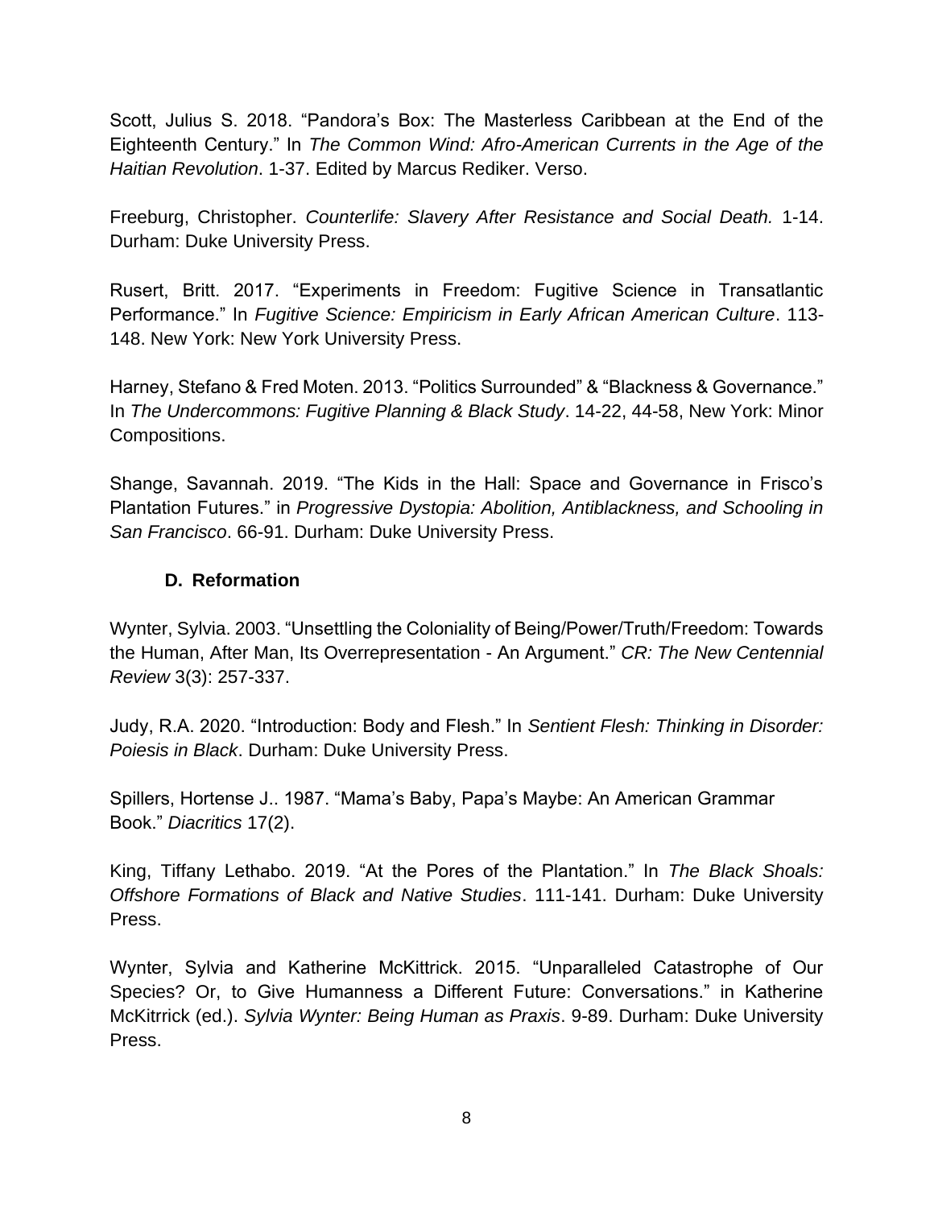Scott, Julius S. 2018. “Pandora’s Box: The Masterless Caribbean at the End of the Eighteenth Century.” In *The Common Wind: Afro-American Currents in the Age of the Haitian Revolution*. 1-37. Edited by Marcus Rediker. Verso.

Freeburg, Christopher. *Counterlife: Slavery After Resistance and Social Death.* 1-14. Durham: Duke University Press.

Rusert, Britt. 2017. “Experiments in Freedom: Fugitive Science in Transatlantic Performance.” In *Fugitive Science: Empiricism in Early African American Culture*. 113-148. New York: New York University Press.

Harney, Stefano & Fred Moten. 2013. “Politics Surrounded” & “Blackness & Governance.” In *The Undercommons: Fugitive Planning & Black Study*. 14-22, 44-58, New York: Minor Compositions.

Shange, Savannah. 2019. “The Kids in the Hall: Space and Governance in Frisco’s Plantation Futures.” in *Progressive Dystopia: Abolition, Antiblackness, and Schooling in San Francisco*. 66-91. Durham: Duke University Press.

### D. Reformation

Wynter, Sylvia. 2003. “Unsettling the Coloniality of Being/Power/Truth/Freedom: Towards the Human, After Man, Its Overrepresentation - An Argument.” *CR: The New Centennial Review* 3(3): 257-337.

Judy, R.A. 2020. “Introduction: Body and Flesh.” In *Sentient Flesh: Thinking in Disorder: Poiesis in Black*. Durham: Duke University Press.

Spillers, Hortense J.. 1987. “Mama’s Baby, Papa’s Maybe: An American Grammar Book.” *Diacritics* 17(2).

King, Tiffany Lethabo. 2019. “At the Pores of the Plantation.” In *The Black Shoals: Offshore Formations of Black and Native Studies*. 111-141. Durham: Duke University Press.

Wynter, Sylvia and Katherine McKittrick. 2015. “Unparalleled Catastrophe of Our Species? Or, to Give Humanness a Different Future: Conversations.” in Katherine McKitrrick (ed.). *Sylvia Wynter: Being Human as Praxis*. 9-89. Durham: Duke University Press.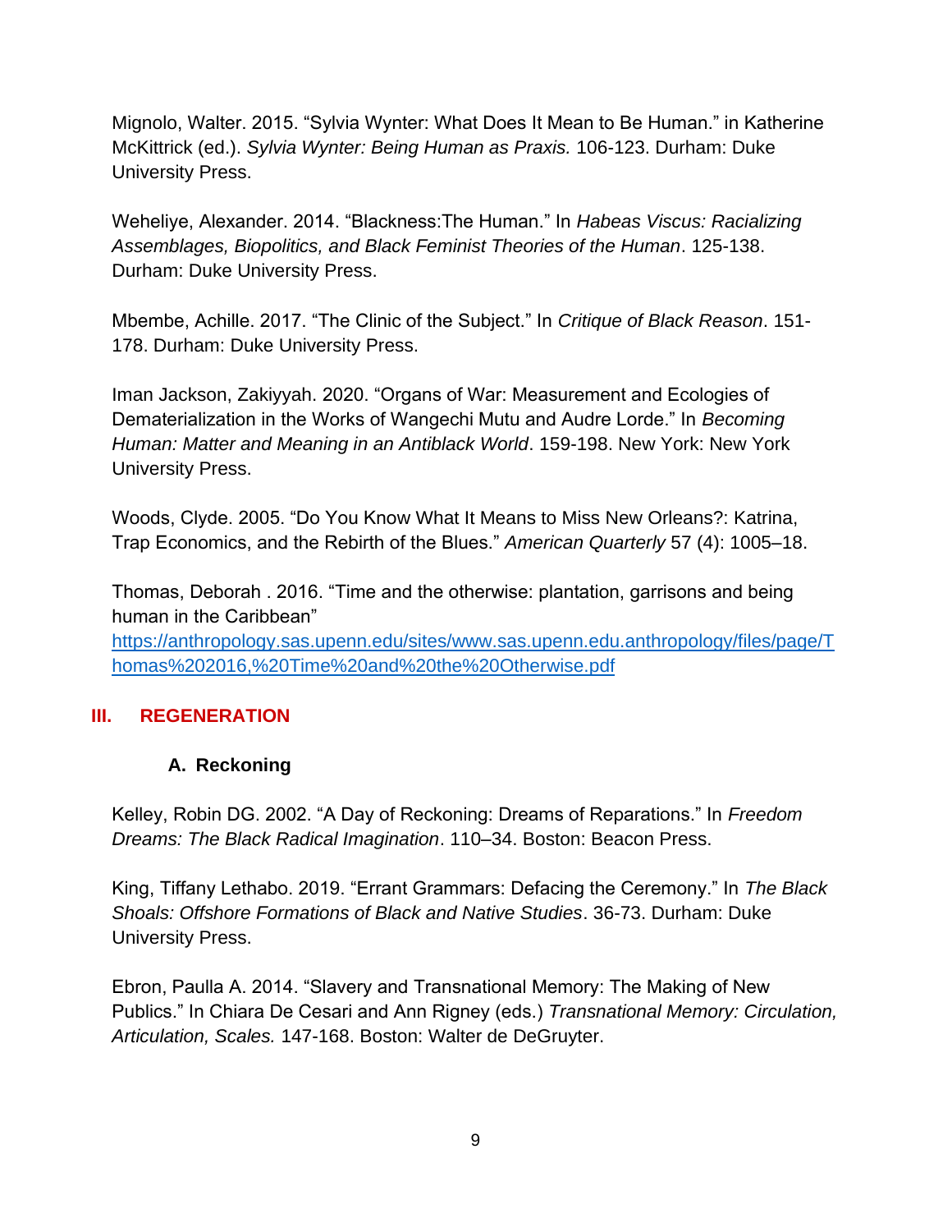Mignolo, Walter. 2015. “Sylvia Wynter: What Does It Mean to Be Human.” in Katherine McKittrick (ed.). *Sylvia Wynter: Being Human as Praxis.* 106-123. Durham: Duke University Press.

Weheliye, Alexander. 2014. “Blackness:The Human.” In *Habeas Viscus: Racializing Assemblages, Biopolitics, and Black Feminist Theories of the Human*. 125-138. Durham: Duke University Press.

Mbembe, Achille. 2017. “The Clinic of the Subject.” In *Critique of Black Reason*. 151-178. Durham: Duke University Press.

Iman Jackson, Zakiyyah. 2020. “Organs of War: Measurement and Ecologies of Dematerialization in the Works of Wangechi Mutu and Audre Lorde.” In *Becoming Human: Matter and Meaning in an Antiblack World*. 159-198. New York: New York University Press.

Woods, Clyde. 2005. “Do You Know What It Means to Miss New Orleans?: Katrina, Trap Economics, and the Rebirth of the Blues.” *American Quarterly* 57 (4): 1005–18.

Thomas, Deborah . 2016. “Time and the otherwise: plantation, garrisons and being human in the Caribbean”
[https://anthropology.sas.upenn.edu/sites/www.sas.upenn.edu.anthropology/files/page/Thomas%202016,%20Time%20and%20the%20Otherwise.pdf](https://anthropology.sas.upenn.edu/sites/www.sas.upenn.edu.anthropology/files/page/Thomas%202016,%20Time%20and%20the%20Otherwise.pdf)

## III. REGENERATION

### A. Reckoning

Kelley, Robin DG. 2002. “A Day of Reckoning: Dreams of Reparations.” In *Freedom Dreams: The Black Radical Imagination*. 110–34. Boston: Beacon Press.

King, Tiffany Lethabo. 2019. “Errant Grammars: Defacing the Ceremony.” In *The Black Shoals: Offshore Formations of Black and Native Studies*. 36-73. Durham: Duke University Press.

Ebron, Paulla A. 2014. “Slavery and Transnational Memory: The Making of New Publics.” In Chiara De Cesari and Ann Rigney (eds.) *Transnational Memory: Circulation, Articulation, Scales.* 147-168. Boston: Walter de DeGruyter.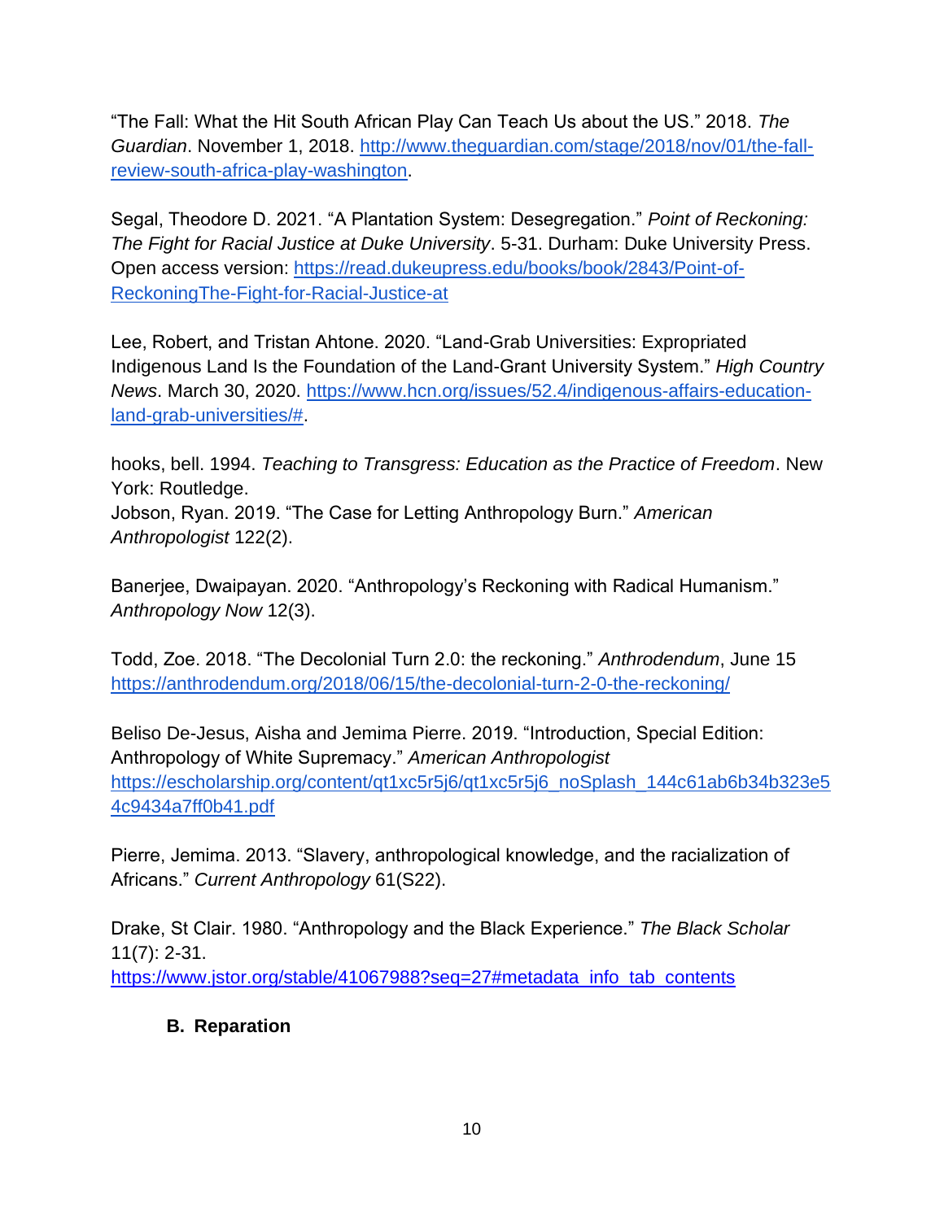“The Fall: What the Hit South African Play Can Teach Us about the US.” 2018. *The Guardian*. November 1, 2018. http://www.theguardian.com/stage/2018/nov/01/the-fall-review-south-africa-play-washington.

Segal, Theodore D. 2021. “A Plantation System: Desegregation.” *Point of Reckoning: The Fight for Racial Justice at Duke University*. 5-31. Durham: Duke University Press. Open access version: https://read.dukeupress.edu/books/book/2843/Point-of-ReckoningThe-Fight-for-Racial-Justice-at

Lee, Robert, and Tristan Ahtone. 2020. “Land-Grab Universities: Expropriated Indigenous Land Is the Foundation of the Land-Grant University System.” *High Country News*. March 30, 2020. https://www.hcn.org/issues/52.4/indigenous-affairs-education-land-grab-universities/#.

hooks, bell. 1994. *Teaching to Transgress: Education as the Practice of Freedom*. New York: Routledge.
Jobson, Ryan. 2019. “The Case for Letting Anthropology Burn.” *American Anthropologist* 122(2).

Banerjee, Dwaipayan. 2020. “Anthropology’s Reckoning with Radical Humanism.” *Anthropology Now* 12(3).

Todd, Zoe. 2018. “The Decolonial Turn 2.0: the reckoning.” *Anthrodendum*, June 15 https://anthrodendum.org/2018/06/15/the-decolonial-turn-2-0-the-reckoning/

Beliso De-Jesus, Aisha and Jemima Pierre. 2019. “Introduction, Special Edition: Anthropology of White Supremacy.” *American Anthropologist* https://escholarship.org/content/qt1xc5r5j6/qt1xc5r5j6_noSplash_144c61ab6b34b323e54c9434a7ff0b41.pdf

Pierre, Jemima. 2013. “Slavery, anthropological knowledge, and the racialization of Africans.” *Current Anthropology* 61(S22).

Drake, St Clair. 1980. “Anthropology and the Black Experience.” *The Black Scholar* 11(7): 2-31. https://www.jstor.org/stable/41067988?seq=27#metadata_info_tab_contents

**B. Reparation**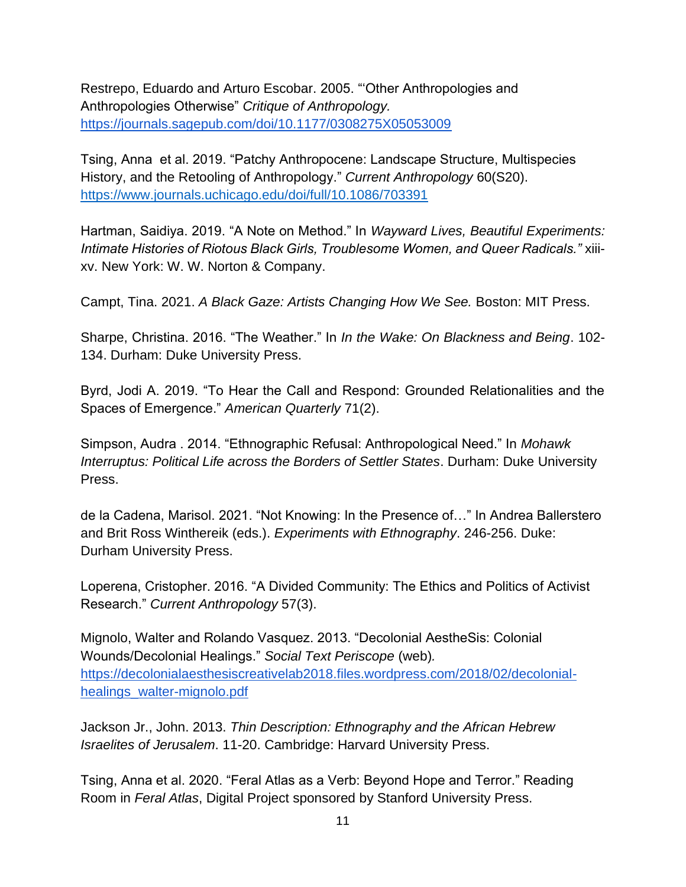Restrepo, Eduardo and Arturo Escobar. 2005. "'Other Anthropologies and Anthropologies Otherwise" *Critique of Anthropology.* https://journals.sagepub.com/doi/10.1177/0308275X05053009

Tsing, Anna et al. 2019. "Patchy Anthropocene: Landscape Structure, Multispecies History, and the Retooling of Anthropology." *Current Anthropology* 60(S20). https://www.journals.uchicago.edu/doi/full/10.1086/703391

Hartman, Saidiya. 2019. "A Note on Method." In *Wayward Lives, Beautiful Experiments: Intimate Histories of Riotous Black Girls, Troublesome Women, and Queer Radicals."* xiii-xv. New York: W. W. Norton & Company.

Campt, Tina. 2021. *A Black Gaze: Artists Changing How We See.* Boston: MIT Press.

Sharpe, Christina. 2016. "The Weather." In *In the Wake: On Blackness and Being*. 102-134. Durham: Duke University Press.

Byrd, Jodi A. 2019. "To Hear the Call and Respond: Grounded Relationalities and the Spaces of Emergence." *American Quarterly* 71(2).

Simpson, Audra . 2014. "Ethnographic Refusal: Anthropological Need." In *Mohawk Interruptus: Political Life across the Borders of Settler States*. Durham: Duke University Press.

de la Cadena, Marisol. 2021. "Not Knowing: In the Presence of…" In Andrea Ballerstero and Brit Ross Winthereik (eds.). *Experiments with Ethnography*. 246-256. Duke: Durham University Press.

Loperena, Cristopher. 2016. "A Divided Community: The Ethics and Politics of Activist Research." *Current Anthropology* 57(3).

Mignolo, Walter and Rolando Vasquez. 2013. "Decolonial AestheSis: Colonial Wounds/Decolonial Healings." *Social Text Periscope* (web). https://decolonialaesthesiscreativelab2018.files.wordpress.com/2018/02/decolonial-healings_walter-mignolo.pdf

Jackson Jr., John. 2013. *Thin Description: Ethnography and the African Hebrew Israelites of Jerusalem*. 11-20. Cambridge: Harvard University Press.

Tsing, Anna et al. 2020. "Feral Atlas as a Verb: Beyond Hope and Terror." Reading Room in *Feral Atlas*, Digital Project sponsored by Stanford University Press.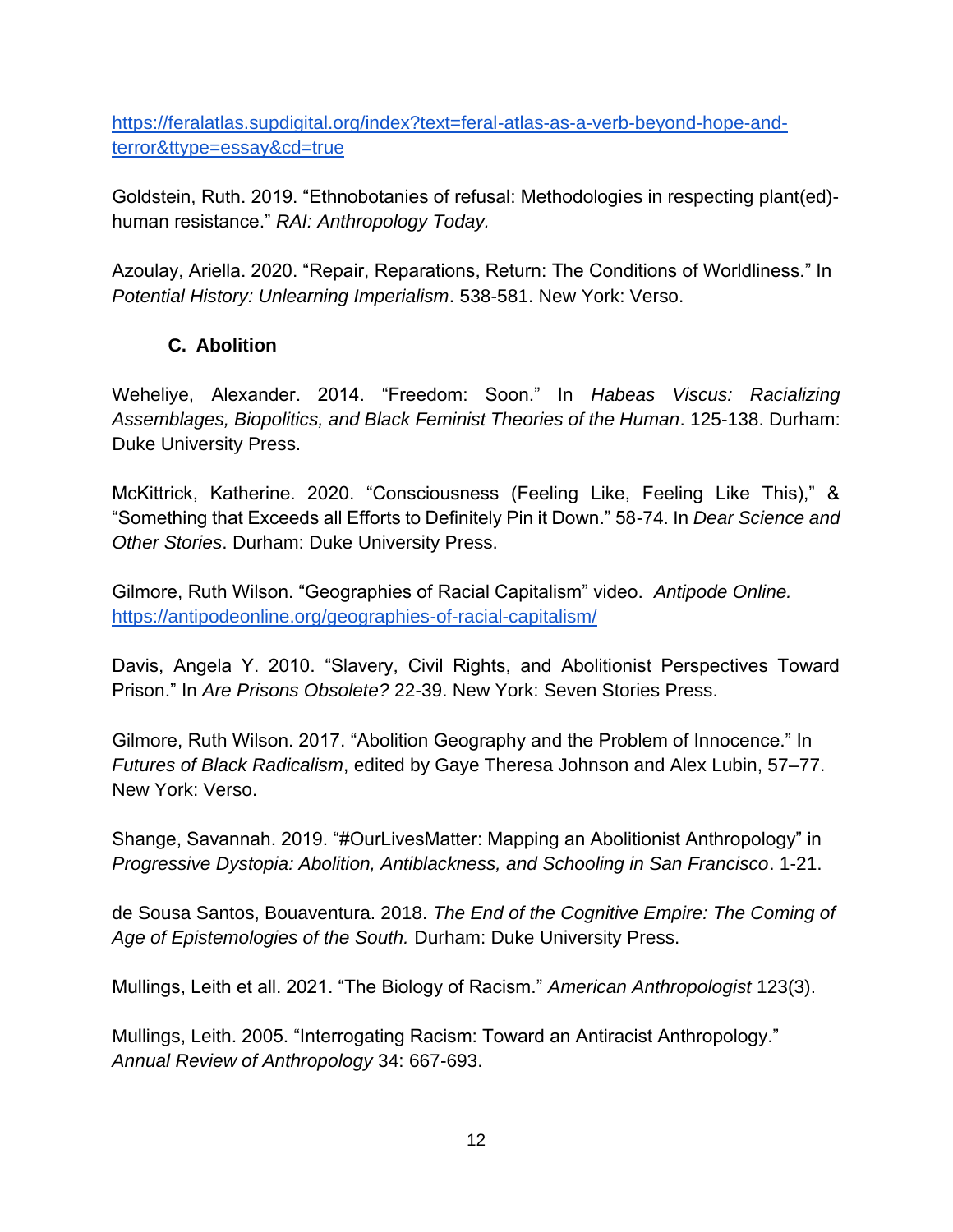[https://feralatlas.supdigital.org/index?text=feral-atlas-as-a-verb-beyond-hope-and-terror&ttype=essay&cd=true](https://feralatlas.supdigital.org/index?text=feral-atlas-as-a-verb-beyond-hope-and-terror&ttype=essay&cd=true)

Goldstein, Ruth. 2019. "Ethnobotanies of refusal: Methodologies in respecting plant(ed)-human resistance." *RAI: Anthropology Today.*

Azoulay, Ariella. 2020. "Repair, Reparations, Return: The Conditions of Worldliness." In *Potential History: Unlearning Imperialism*. 538-581. New York: Verso.

### C. Abolition

Weheliye, Alexander. 2014. "Freedom: Soon." In *Habeas Viscus: Racializing Assemblages, Biopolitics, and Black Feminist Theories of the Human*. 125-138. Durham: Duke University Press.

McKittrick, Katherine. 2020. "Consciousness (Feeling Like, Feeling Like This)," & "Something that Exceeds all Efforts to Definitely Pin it Down." 58-74. In *Dear Science and Other Stories*. Durham: Duke University Press.

Gilmore, Ruth Wilson. "Geographies of Racial Capitalism" video. *Antipode Online.* [https://antipodeonline.org/geographies-of-racial-capitalism/](https://antipodeonline.org/geographies-of-racial-capitalism/)

Davis, Angela Y. 2010. "Slavery, Civil Rights, and Abolitionist Perspectives Toward Prison." In *Are Prisons Obsolete?* 22-39. New York: Seven Stories Press.

Gilmore, Ruth Wilson. 2017. "Abolition Geography and the Problem of Innocence." In *Futures of Black Radicalism*, edited by Gaye Theresa Johnson and Alex Lubin, 57–77. New York: Verso.

Shange, Savannah. 2019. "#OurLivesMatter: Mapping an Abolitionist Anthropology" in *Progressive Dystopia: Abolition, Antiblackness, and Schooling in San Francisco*. 1-21.

de Sousa Santos, Bouaventura. 2018. *The End of the Cognitive Empire: The Coming of Age of Epistemologies of the South.* Durham: Duke University Press.

Mullings, Leith et all. 2021. "The Biology of Racism." *American Anthropologist* 123(3).

Mullings, Leith. 2005. "Interrogating Racism: Toward an Antiracist Anthropology." *Annual Review of Anthropology* 34: 667-693.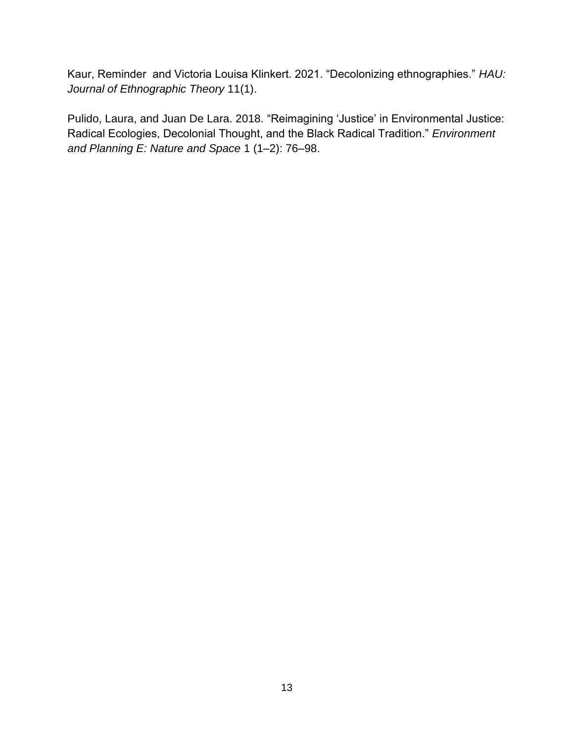Kaur, Reminder and Victoria Louisa Klinkert. 2021. "Decolonizing ethnographies." *HAU: Journal of Ethnographic Theory* 11(1).

Pulido, Laura, and Juan De Lara. 2018. "Reimagining 'Justice' in Environmental Justice: Radical Ecologies, Decolonial Thought, and the Black Radical Tradition." *Environment and Planning E: Nature and Space* 1 (1–2): 76–98.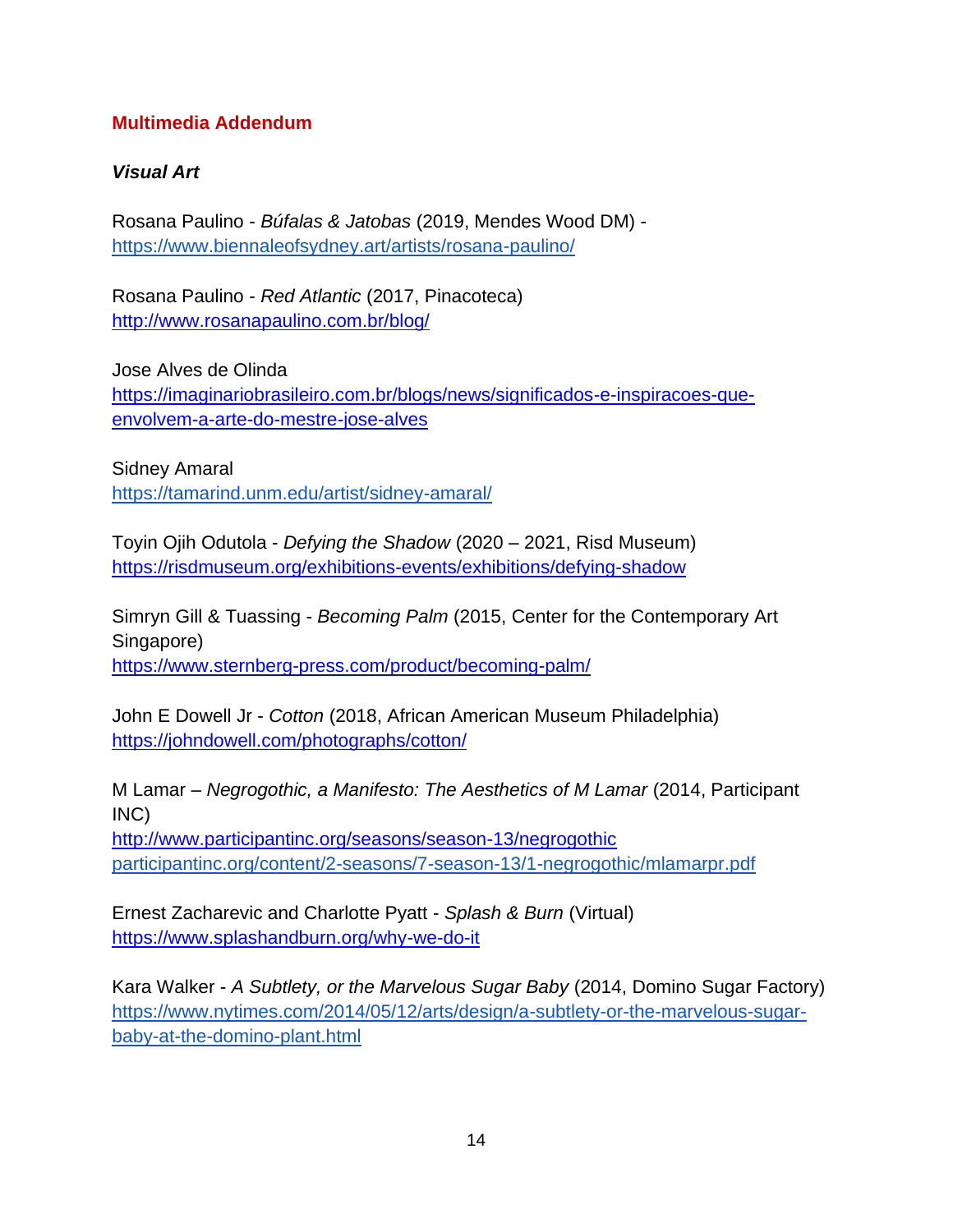## Multimedia Addendum

### *Visual Art*

Rosana Paulino - *Búfalas & Jatobas* (2019, Mendes Wood DM) -
https://www.biennaleofsydney.art/artists/rosana-paulino/

Rosana Paulino - *Red Atlantic* (2017, Pinacoteca)
http://www.rosanapaulino.com.br/blog/

Jose Alves de Olinda
https://imaginariobrasileiro.com.br/blogs/news/significados-e-inspiracoes-que-envolvem-a-arte-do-mestre-jose-alves

Sidney Amaral
https://tamarind.unm.edu/artist/sidney-amaral/

Toyin Ojih Odutola - *Defying the Shadow* (2020 – 2021, Risd Museum)
https://risdmuseum.org/exhibitions-events/exhibitions/defying-shadow

Simryn Gill & Tuassing - *Becoming Palm* (2015, Center for the Contemporary Art Singapore)
https://www.sternberg-press.com/product/becoming-palm/

John E Dowell Jr - *Cotton* (2018, African American Museum Philadelphia)
https://johndowell.com/photographs/cotton/

M Lamar – *Negrogothic, a Manifesto: The Aesthetics of M Lamar* (2014, Participant INC)
http://www.participantinc.org/seasons/season-13/negrogothic
participantinc.org/content/2-seasons/7-season-13/1-negrogothic/mlamarpr.pdf

Ernest Zacharevic and Charlotte Pyatt - *Splash & Burn* (Virtual)
https://www.splashandburn.org/why-we-do-it

Kara Walker - *A Subtlety, or the Marvelous Sugar Baby* (2014, Domino Sugar Factory)
https://www.nytimes.com/2014/05/12/arts/design/a-subtlety-or-the-marvelous-sugar-baby-at-the-domino-plant.html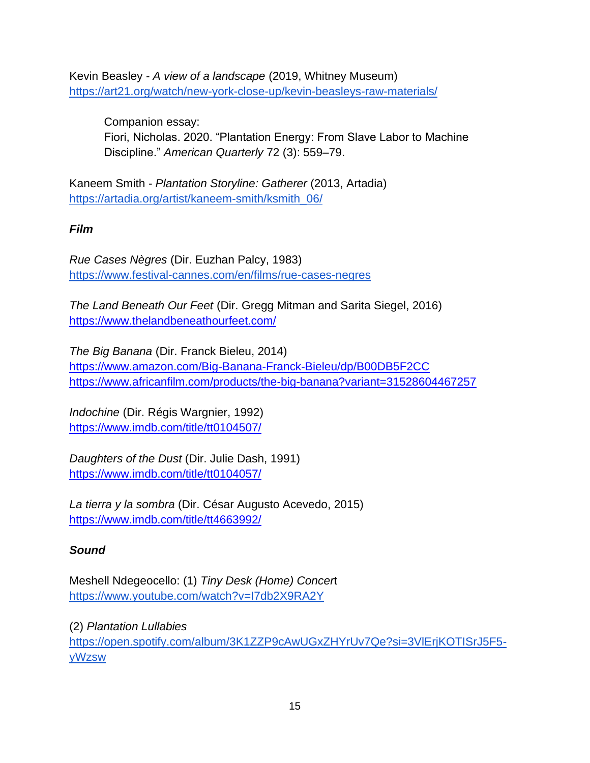Kevin Beasley - *A view of a landscape* (2019, Whitney Museum)
https://art21.org/watch/new-york-close-up/kevin-beasleys-raw-materials/

> Companion essay:
> Fiori, Nicholas. 2020. "Plantation Energy: From Slave Labor to Machine Discipline." *American Quarterly* 72 (3): 559–79.

Kaneem Smith - *Plantation Storyline: Gatherer* (2013, Artadia)
https://artadia.org/artist/kaneem-smith/ksmith_06/

### *Film*

*Rue Cases Nègres* (Dir. Euzhan Palcy, 1983)
https://www.festival-cannes.com/en/films/rue-cases-negres

*The Land Beneath Our Feet* (Dir. Gregg Mitman and Sarita Siegel, 2016)
https://www.thelandbeneathourfeet.com/

*The Big Banana* (Dir. Franck Bieleu, 2014)
https://www.amazon.com/Big-Banana-Franck-Bieleu/dp/B00DB5F2CC
https://www.africanfilm.com/products/the-big-banana?variant=31528604467257

*Indochine* (Dir. Régis Wargnier, 1992)
https://www.imdb.com/title/tt0104507/

*Daughters of the Dust* (Dir. Julie Dash, 1991)
https://www.imdb.com/title/tt0104057/

*La tierra y la sombra* (Dir. César Augusto Acevedo, 2015)
https://www.imdb.com/title/tt4663992/

### *Sound*

Meshell Ndegeocello: (1) *Tiny Desk (Home) Concert*
https://www.youtube.com/watch?v=I7db2X9RA2Y

(2) *Plantation Lullabies*
https://open.spotify.com/album/3K1ZZP9cAwUGxZHYrUv7Qe?si=3VlErjKOTISrJ5F5-yWzsw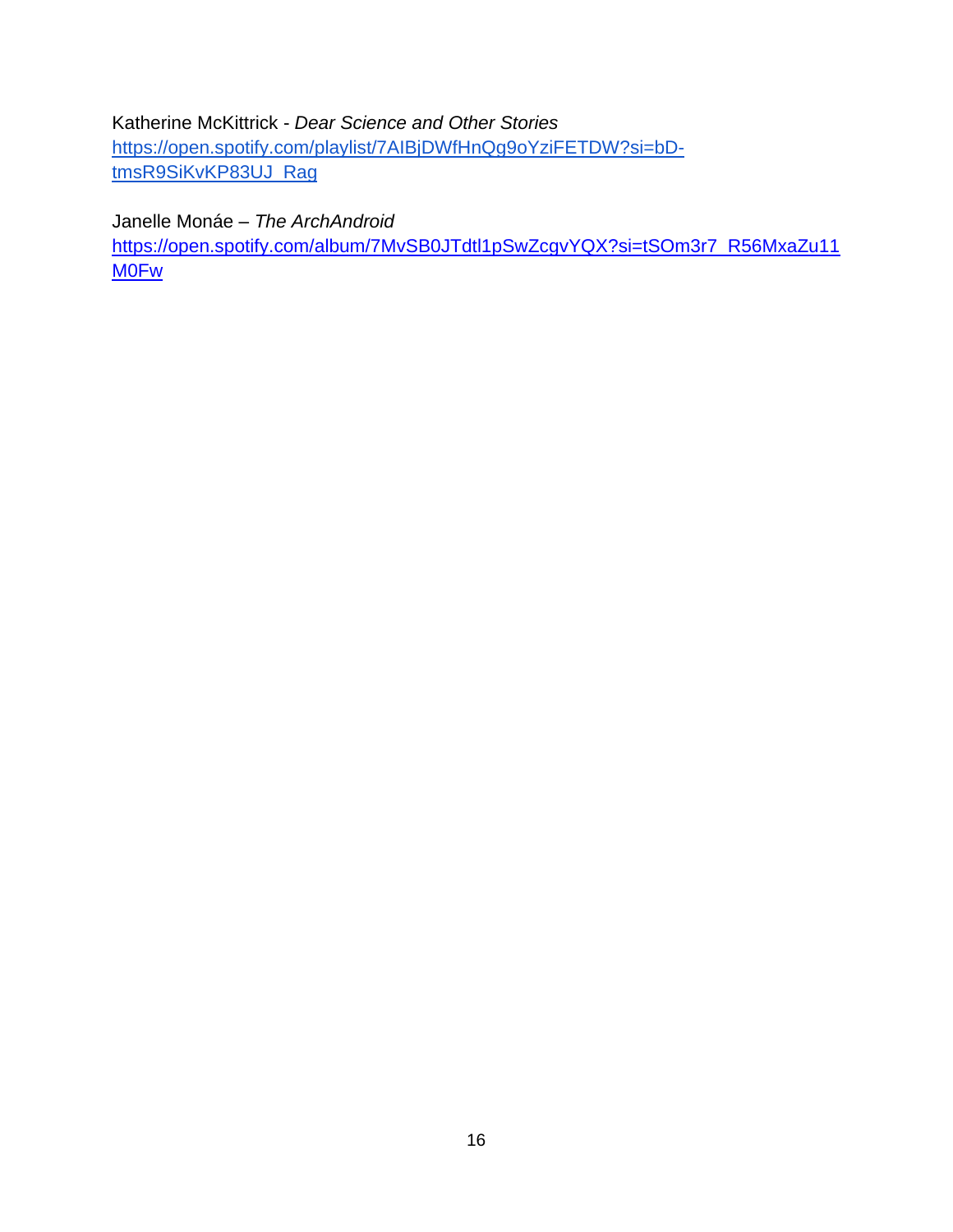Katherine McKittrick - *Dear Science and Other Stories*
https://open.spotify.com/playlist/7AIBjDWfHnQg9oYziFETDW?si=bD-tmsR9SiKvKP83UJ_Rag

Janelle Monáe – *The ArchAndroid*
https://open.spotify.com/album/7MvSB0JTdtl1pSwZcgvYQX?si=tSOm3r7_R56MxaZu11M0Fw